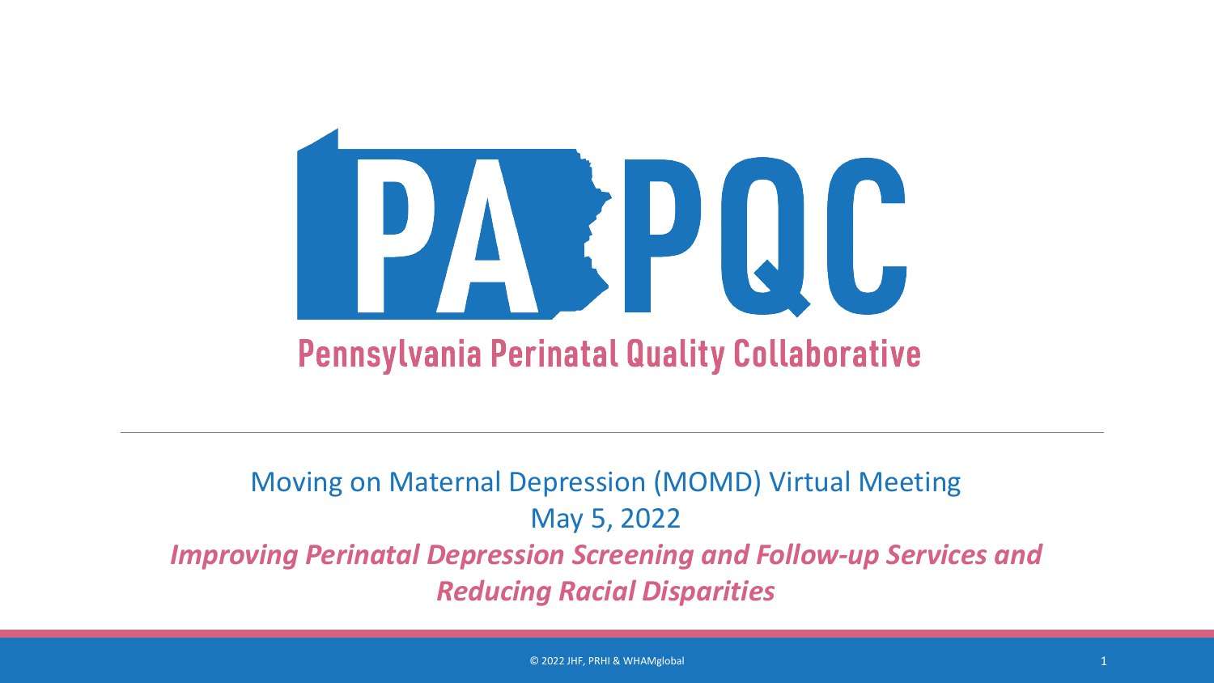# PA PQC

## Pennsylvania Perinatal Quality Collaborative

Moving on Maternal Depression (MOMD) Virtual Meeting

May 5, 2022

***Improving Perinatal Depression Screening and Follow-up Services and Reducing Racial Disparities***

© 2022 JHF, PRHI & WHAMglobal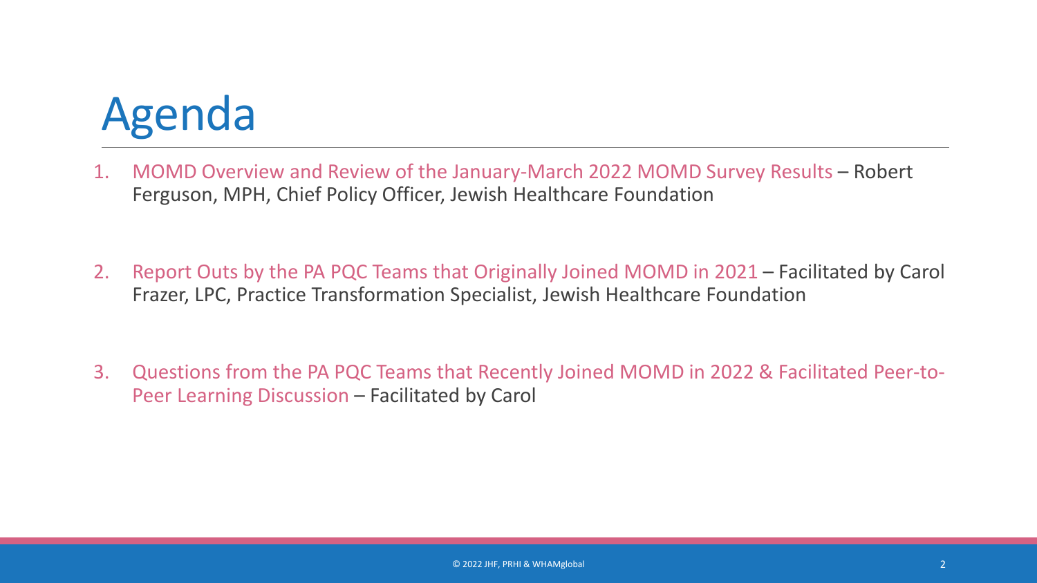# Agenda

1. MOMD Overview and Review of the January-March 2022 MOMD Survey Results – Robert Ferguson, MPH, Chief Policy Officer, Jewish Healthcare Foundation

2. Report Outs by the PA PQC Teams that Originally Joined MOMD in 2021 – Facilitated by Carol Frazer, LPC, Practice Transformation Specialist, Jewish Healthcare Foundation

3. Questions from the PA PQC Teams that Recently Joined MOMD in 2022 & Facilitated Peer-to-Peer Learning Discussion – Facilitated by Carol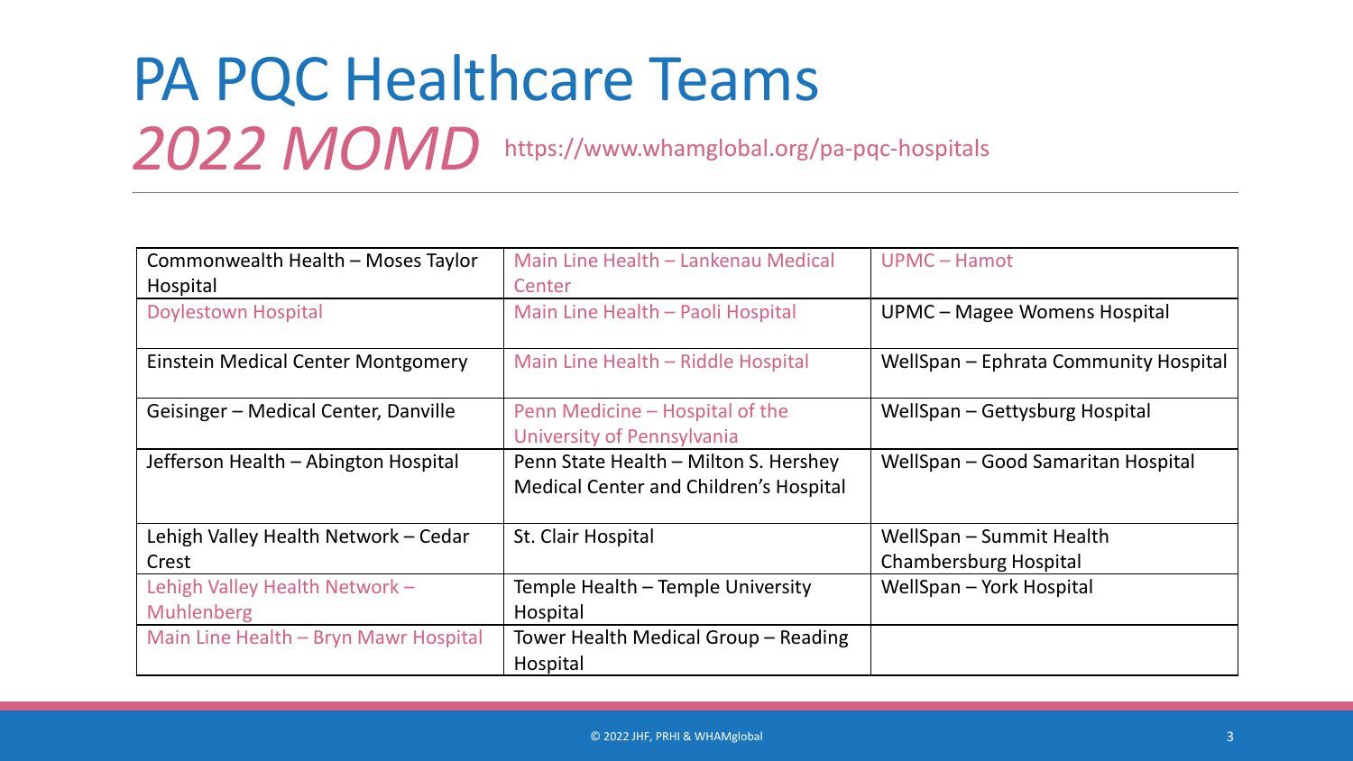# PA PQC Healthcare Teams

## *2022 MOMD* https://www.whamglobal.org/pa-pqc-hospitals

| | | |
|---|---|---|
| Commonwealth Health – Moses Taylor Hospital | Main Line Health – Lankenau Medical Center | UPMC – Hamot |
| Doylestown Hospital | Main Line Health – Paoli Hospital | UPMC – Magee Womens Hospital |
| Einstein Medical Center Montgomery | Main Line Health – Riddle Hospital | WellSpan – Ephrata Community Hospital |
| Geisinger – Medical Center, Danville | Penn Medicine – Hospital of the University of Pennsylvania | WellSpan – Gettysburg Hospital |
| Jefferson Health – Abington Hospital | Penn State Health – Milton S. Hershey Medical Center and Children's Hospital | WellSpan – Good Samaritan Hospital |
| Lehigh Valley Health Network – Cedar Crest | St. Clair Hospital | WellSpan – Summit Health Chambersburg Hospital |
| Lehigh Valley Health Network – Muhlenberg | Temple Health – Temple University Hospital | WellSpan – York Hospital |
| Main Line Health – Bryn Mawr Hospital | Tower Health Medical Group – Reading Hospital | |

© 2022 JHF, PRHI & WHAMglobal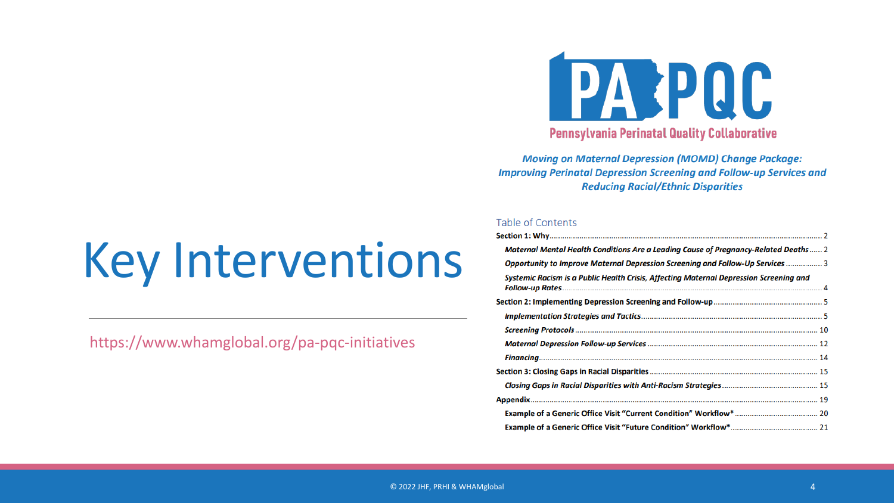# Key Interventions

https://www.whamglobal.org/pa-pqc-initiatives

PA PQC

Pennsylvania Perinatal Quality Collaborative

***Moving on Maternal Depression (MOMD) Change Package: Improving Perinatal Depression Screening and Follow-up Services and Reducing Racial/Ethnic Disparities***

Table of Contents

**Section 1: Why** ........ 2

- ***Maternal Mental Health Conditions Are a Leading Cause of Pregnancy-Related Deaths*** ........ 2
- ***Opportunity to Improve Maternal Depression Screening and Follow-Up Services*** ........ 3
- ***Systemic Racism is a Public Health Crisis, Affecting Maternal Depression Screening and Follow-up Rates*** ........ 4

**Section 2: Implementing Depression Screening and Follow-up** ........ 5

- ***Implementation Strategies and Tactics*** ........ 5
- ***Screening Protocols*** ........ 10
- ***Maternal Depression Follow-up Services*** ........ 12
- ***Financing*** ........ 14

**Section 3: Closing Gaps in Racial Disparities** ........ 15

- ***Closing Gaps in Racial Disparities with Anti-Racism Strategies*** ........ 15

**Appendix** ........ 19

- **Example of a Generic Office Visit "Current Condition" Workflow*** ........ 20
- **Example of a Generic Office Visit "Future Condition" Workflow*** ........ 21

© 2022 JHF, PRHI & WHAMglobal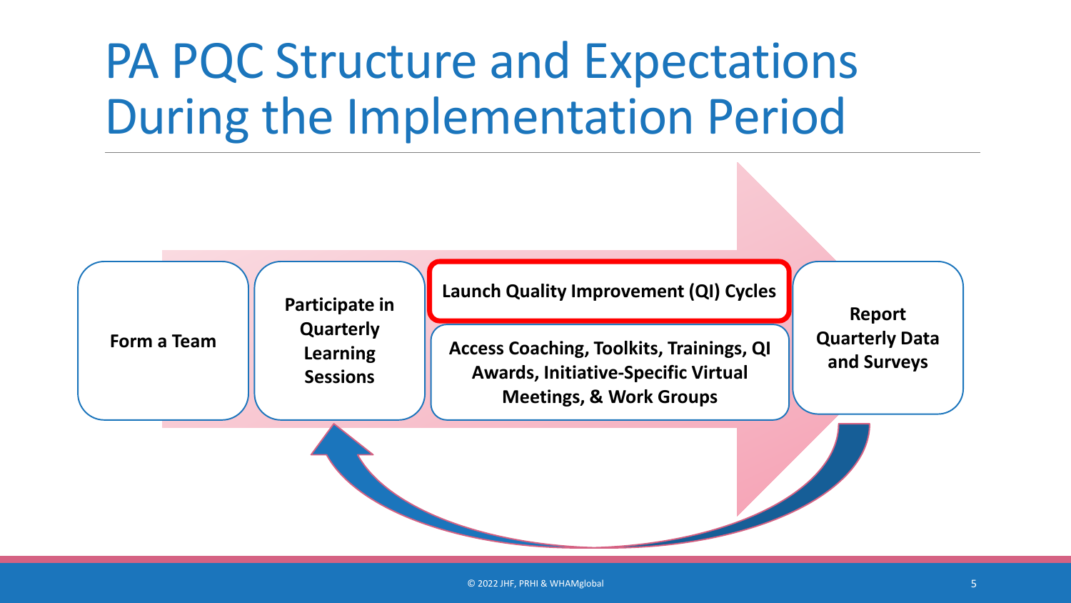# PA PQC Structure and Expectations During the Implementation Period

- **Form a Team**
- **Participate in Quarterly Learning Sessions**
- **Launch Quality Improvement (QI) Cycles**
- **Access Coaching, Toolkits, Trainings, QI Awards, Initiative-Specific Virtual Meetings, & Work Groups**
- **Report Quarterly Data and Surveys**

© 2022 JHF, PRHI & WHAMglobal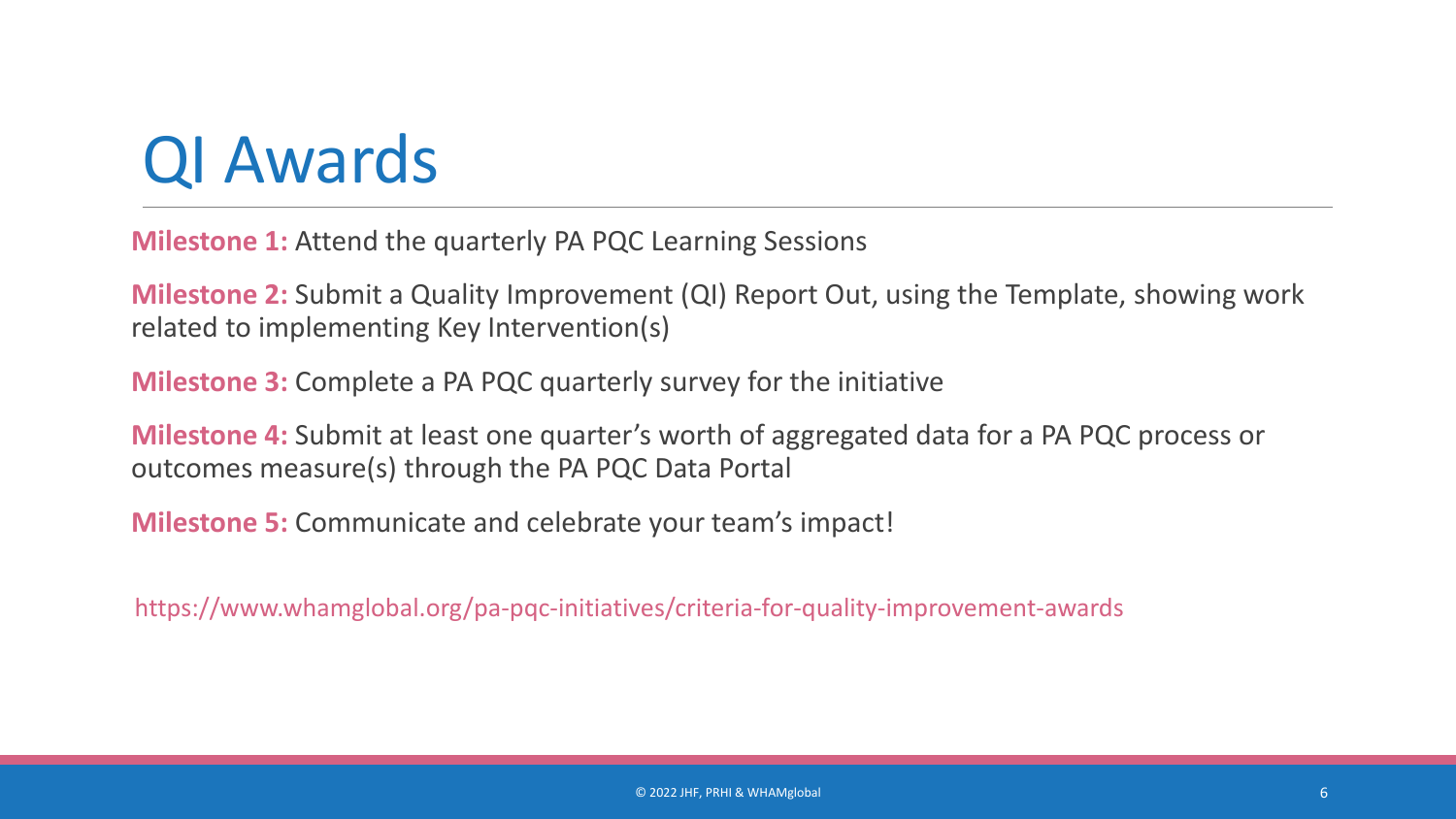# QI Awards

**Milestone 1:** Attend the quarterly PA PQC Learning Sessions

**Milestone 2:** Submit a Quality Improvement (QI) Report Out, using the Template, showing work related to implementing Key Intervention(s)

**Milestone 3:** Complete a PA PQC quarterly survey for the initiative

**Milestone 4:** Submit at least one quarter's worth of aggregated data for a PA PQC process or outcomes measure(s) through the PA PQC Data Portal

**Milestone 5:** Communicate and celebrate your team's impact!

https://www.whamglobal.org/pa-pqc-initiatives/criteria-for-quality-improvement-awards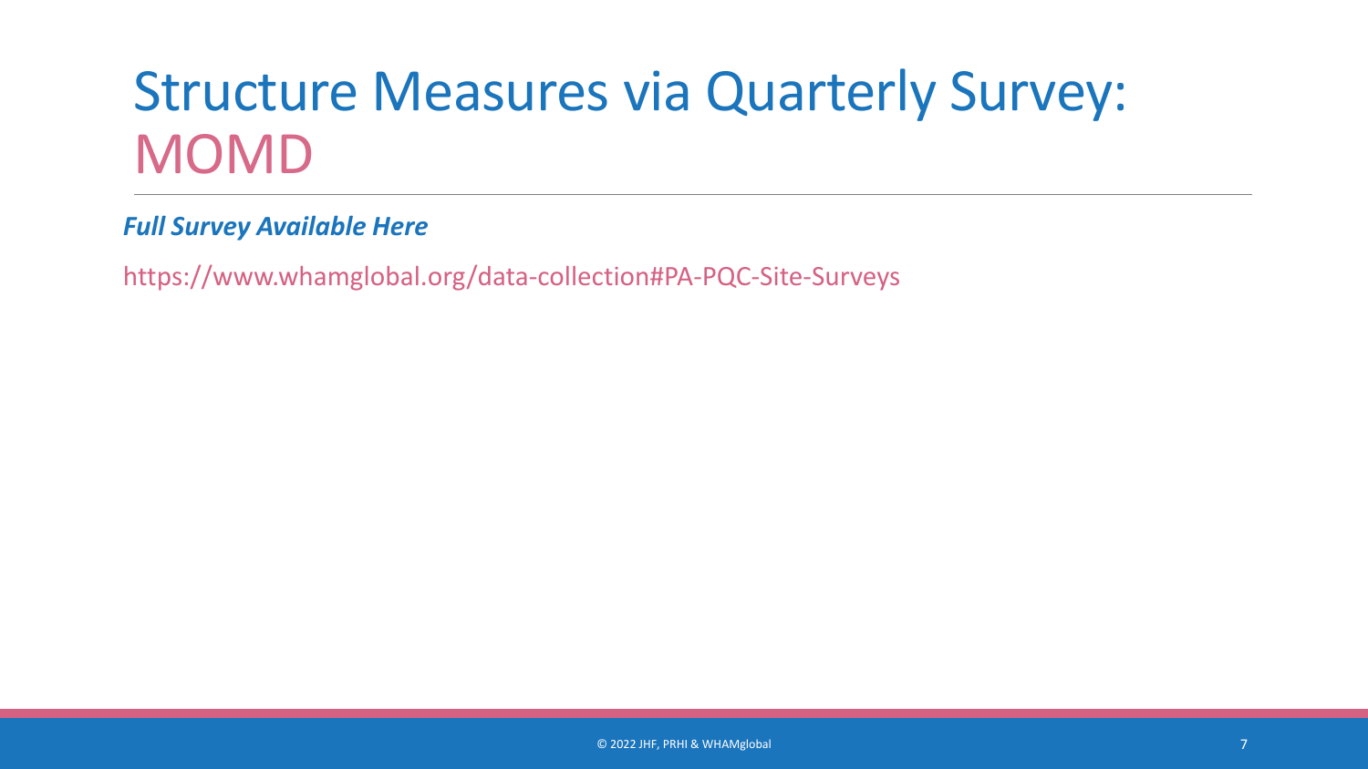# Structure Measures via Quarterly Survey: MOMD

***Full Survey Available Here***

https://www.whamglobal.org/data-collection#PA-PQC-Site-Surveys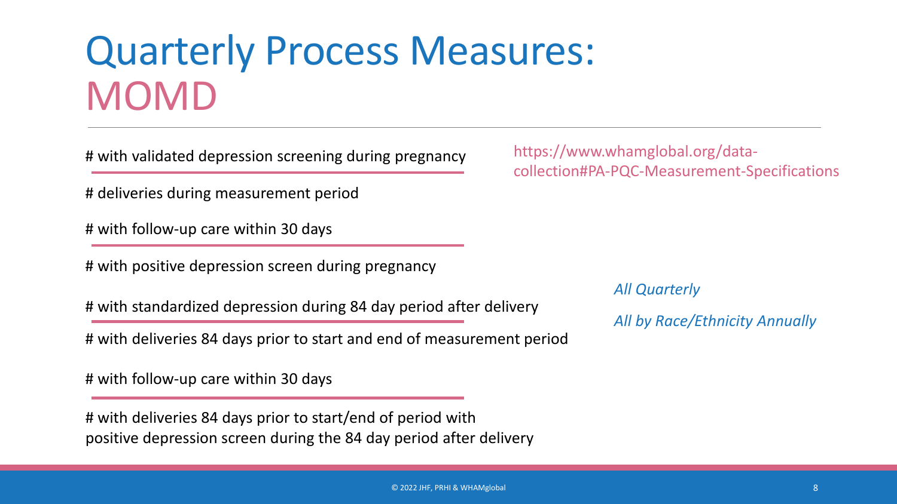# Quarterly Process Measures: MOMD

https://www.whamglobal.org/data-collection#PA-PQC-Measurement-Specifications

# with validated depression screening during pregnancy
_______________________________________________
# deliveries during measurement period

# with follow-up care within 30 days
_______________________________________________
# with positive depression screen during pregnancy

# with standardized depression during 84 day period after delivery
_______________________________________________
# with deliveries 84 days prior to start and end of measurement period

# with follow-up care within 30 days
_______________________________________________
# with deliveries 84 days prior to start/end of period with positive depression screen during the 84 day period after delivery

*All Quarterly*

*All by Race/Ethnicity Annually*

© 2022 JHF, PRHI & WHAMglobal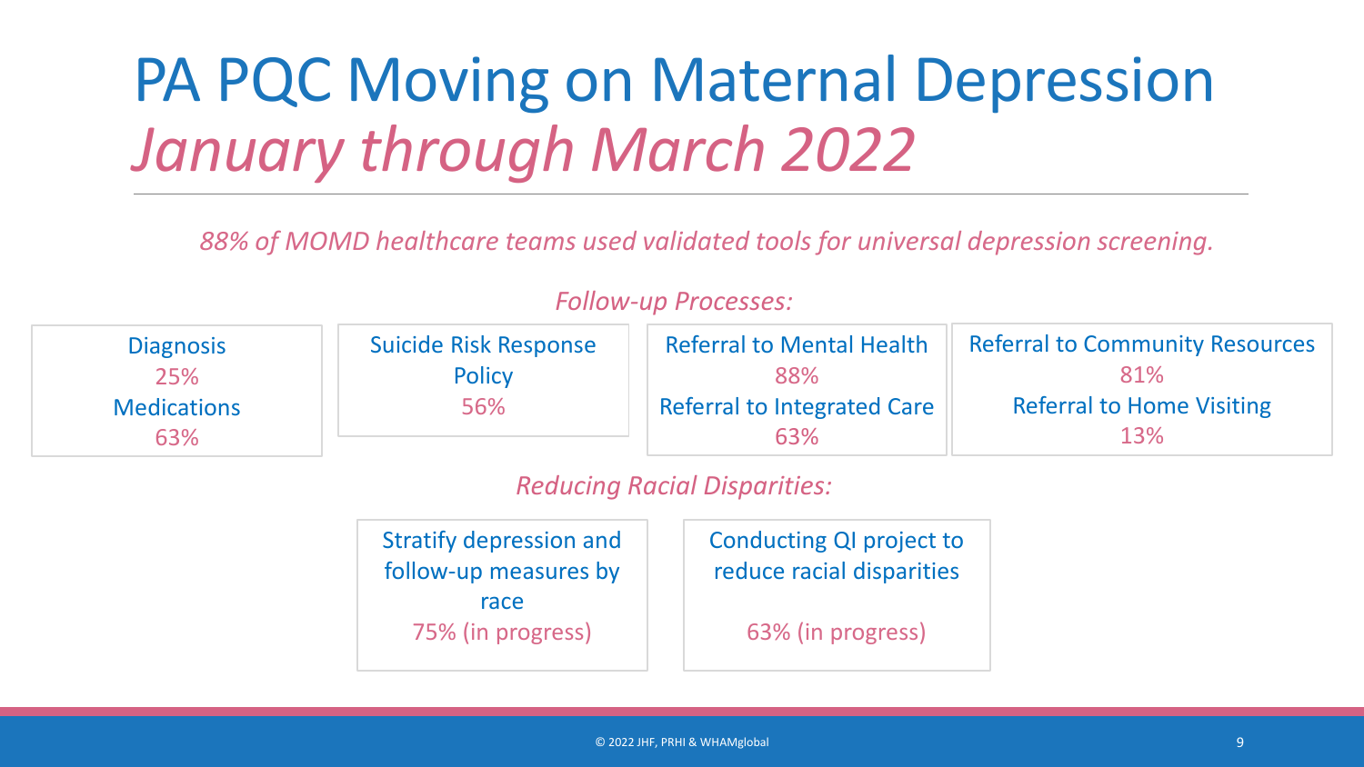# PA PQC Moving on Maternal Depression *January through March 2022*

*88% of MOMD healthcare teams used validated tools for universal depression screening.*

*Follow-up Processes:*

- Diagnosis 25%
- Medications 63%
- Suicide Risk Response Policy 56%
- Referral to Mental Health 88%
- Referral to Integrated Care 63%
- Referral to Community Resources 81%
- Referral to Home Visiting 13%

*Reducing Racial Disparities:*

- Stratify depression and follow-up measures by race 75% (in progress)
- Conducting QI project to reduce racial disparities 63% (in progress)

© 2022 JHF, PRHI & WHAMglobal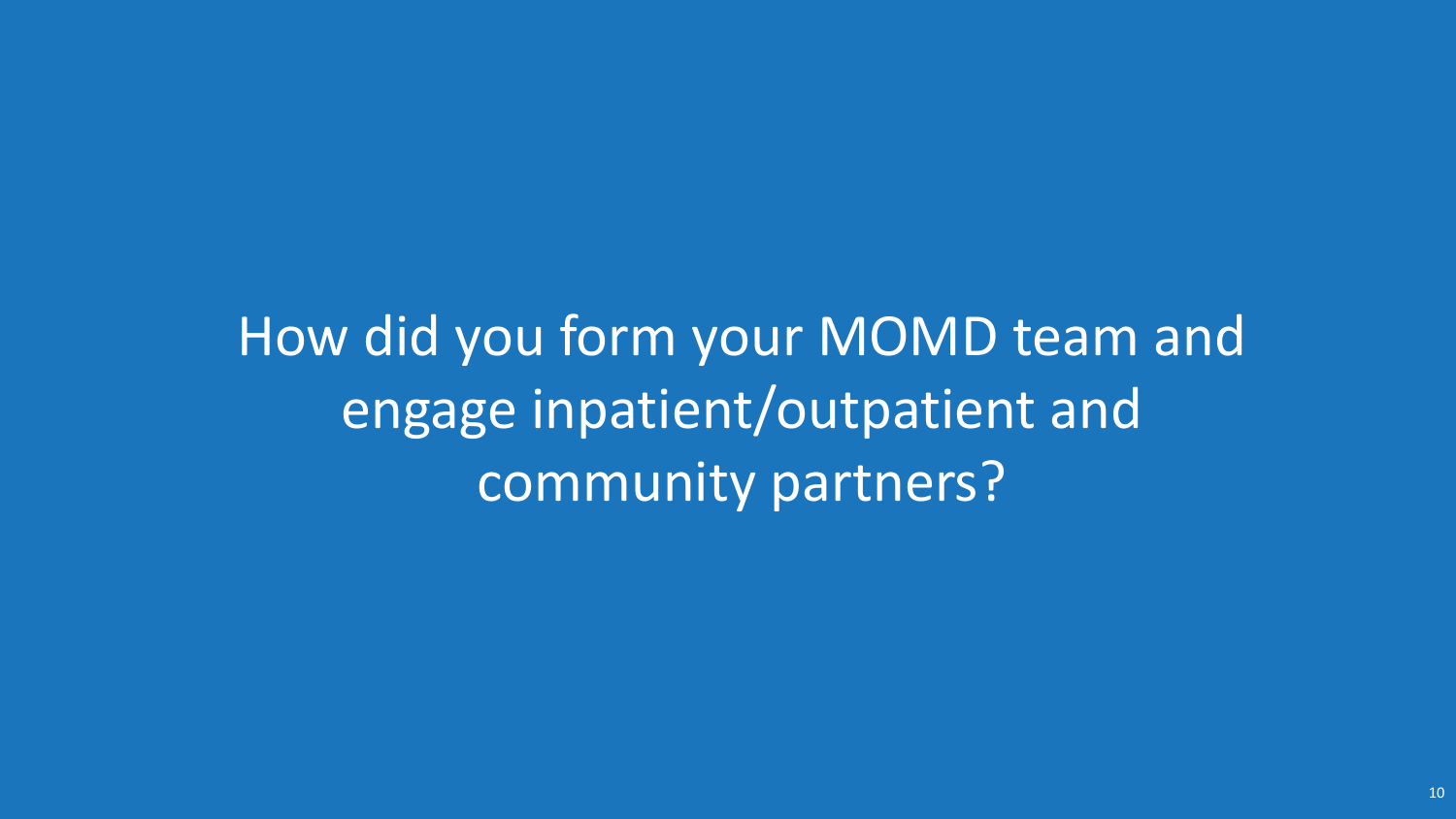# How did you form your MOMD team and engage inpatient/outpatient and community partners?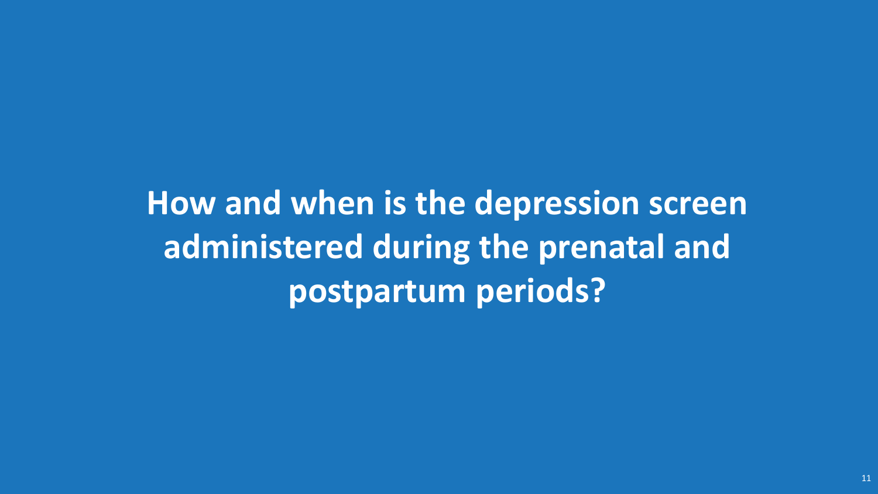# How and when is the depression screen administered during the prenatal and postpartum periods?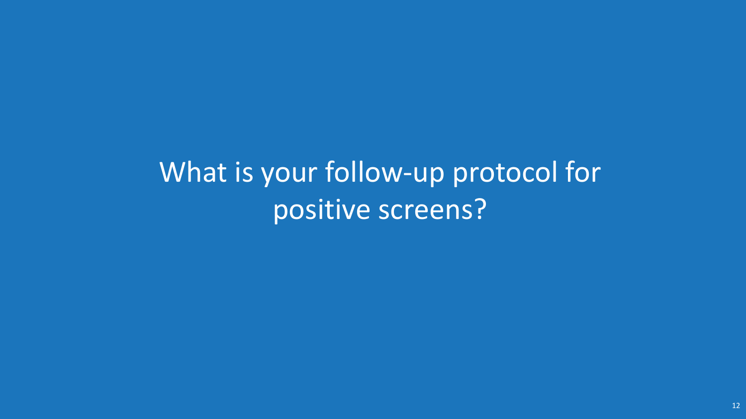# What is your follow-up protocol for positive screens?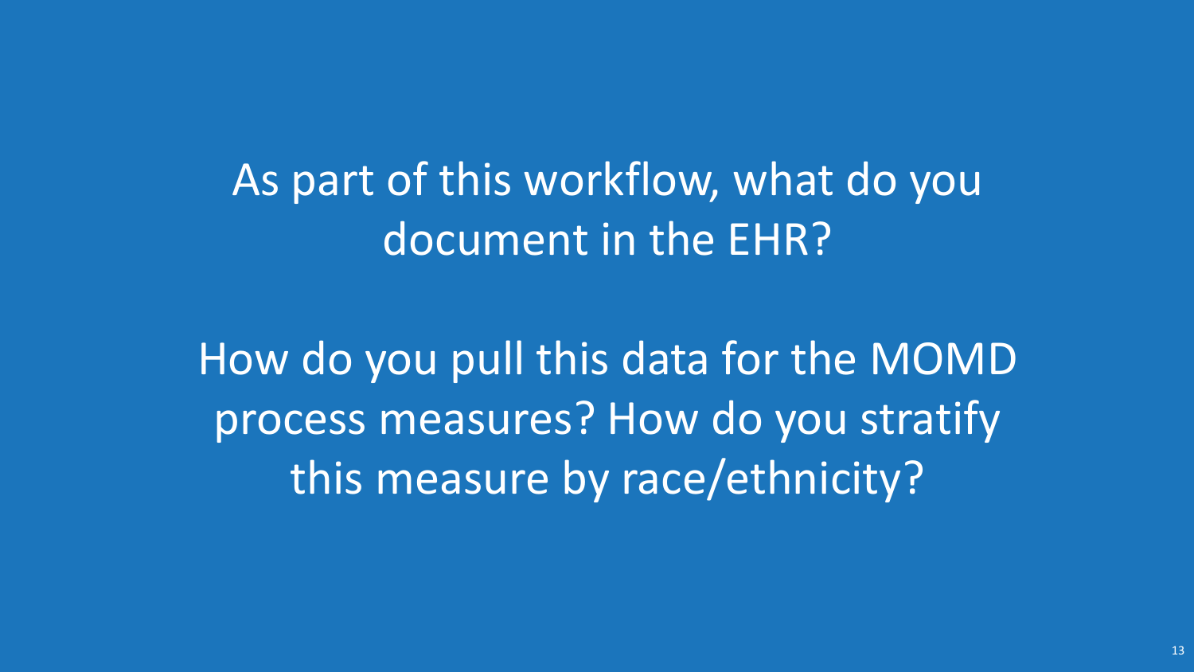As part of this workflow, what do you document in the EHR?

How do you pull this data for the MOMD process measures? How do you stratify this measure by race/ethnicity?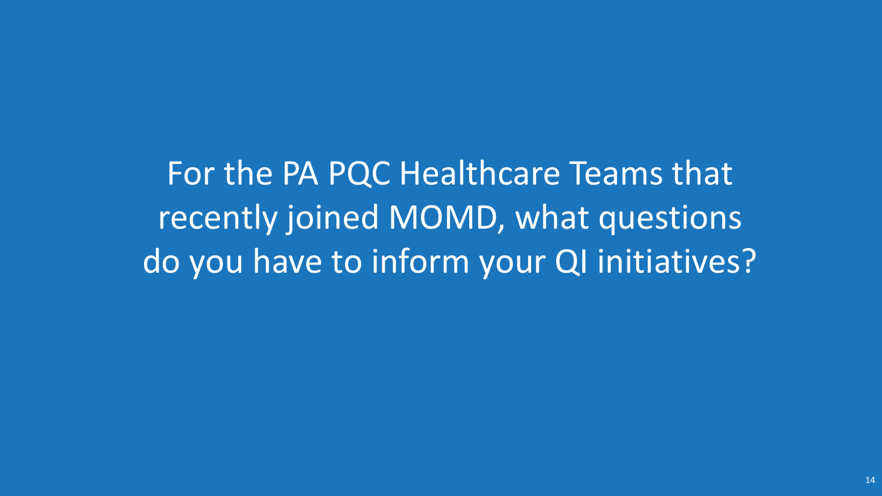For the PA PQC Healthcare Teams that recently joined MOMD, what questions do you have to inform your QI initiatives?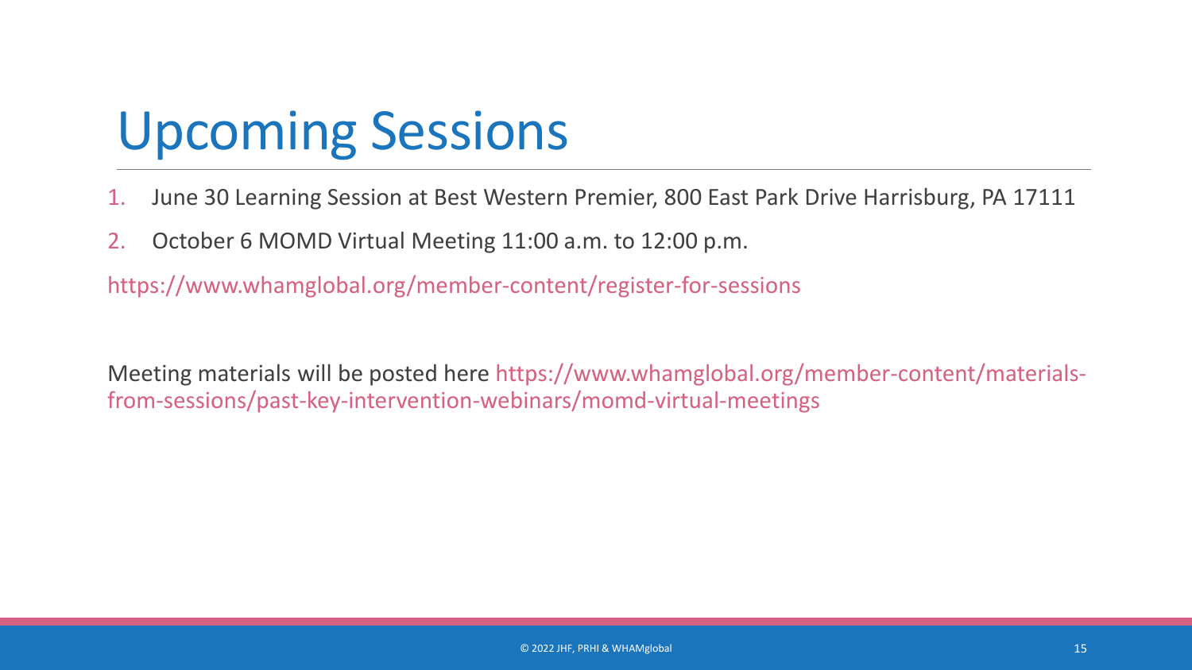# Upcoming Sessions

1. June 30 Learning Session at Best Western Premier, 800 East Park Drive Harrisburg, PA 17111
2. October 6 MOMD Virtual Meeting 11:00 a.m. to 12:00 p.m.

https://www.whamglobal.org/member-content/register-for-sessions

Meeting materials will be posted here https://www.whamglobal.org/member-content/materials-from-sessions/past-key-intervention-webinars/momd-virtual-meetings